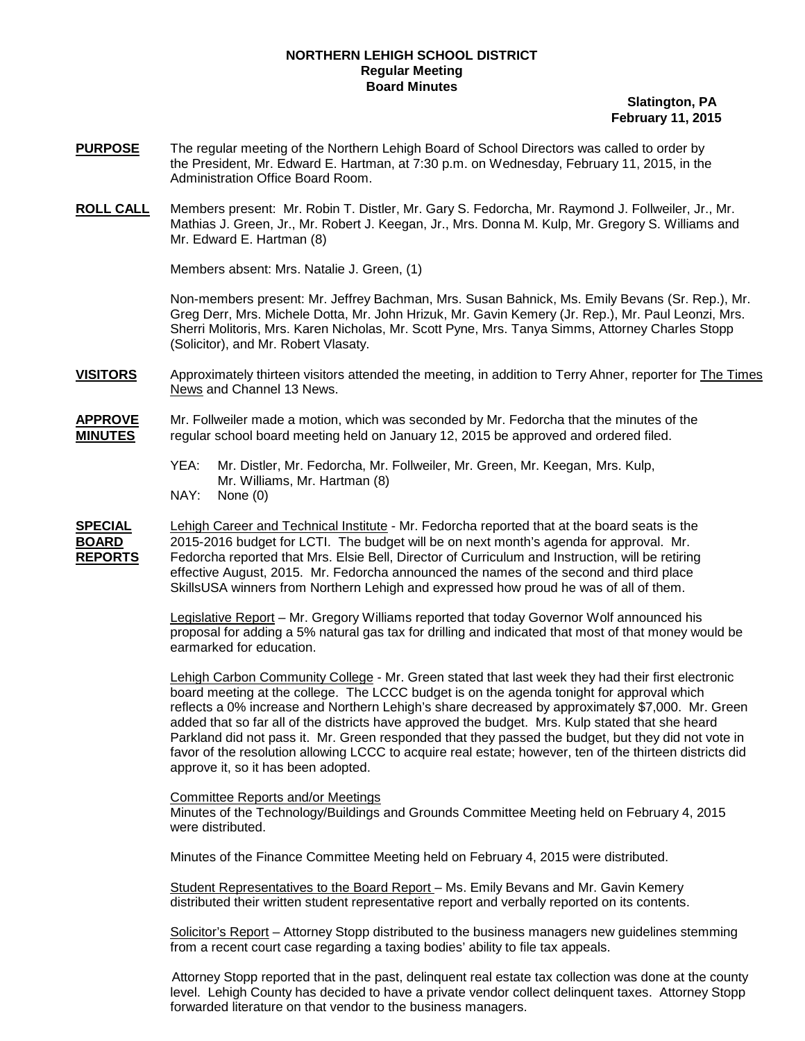**NORTHERN LEHIGH SCHOOL DISTRICT**
**Regular Meeting**
**Board Minutes**

**Slatington, PA**
**February 11, 2015**

**PURPOSE** The regular meeting of the Northern Lehigh Board of School Directors was called to order by the President, Mr. Edward E. Hartman, at 7:30 p.m. on Wednesday, February 11, 2015, in the Administration Office Board Room.

**ROLL CALL** Members present: Mr. Robin T. Distler, Mr. Gary S. Fedorcha, Mr. Raymond J. Follweiler, Jr., Mr. Mathias J. Green, Jr., Mr. Robert J. Keegan, Jr., Mrs. Donna M. Kulp, Mr. Gregory S. Williams and Mr. Edward E. Hartman (8)

Members absent: Mrs. Natalie J. Green, (1)

Non-members present: Mr. Jeffrey Bachman, Mrs. Susan Bahnick, Ms. Emily Bevans (Sr. Rep.), Mr. Greg Derr, Mrs. Michele Dotta, Mr. John Hrizuk, Mr. Gavin Kemery (Jr. Rep.), Mr. Paul Leonzi, Mrs. Sherri Molitoris, Mrs. Karen Nicholas, Mr. Scott Pyne, Mrs. Tanya Simms, Attorney Charles Stopp (Solicitor), and Mr. Robert Vlasaty.

**VISITORS** Approximately thirteen visitors attended the meeting, in addition to Terry Ahner, reporter for The Times News and Channel 13 News.

**APPROVE MINUTES** Mr. Follweiler made a motion, which was seconded by Mr. Fedorcha that the minutes of the regular school board meeting held on January 12, 2015 be approved and ordered filed.

YEA: Mr. Distler, Mr. Fedorcha, Mr. Follweiler, Mr. Green, Mr. Keegan, Mrs. Kulp, Mr. Williams, Mr. Hartman (8)
NAY: None (0)

**SPECIAL BOARD REPORTS** Lehigh Career and Technical Institute - Mr. Fedorcha reported that at the board seats is the 2015-2016 budget for LCTI. The budget will be on next month's agenda for approval. Mr. Fedorcha reported that Mrs. Elsie Bell, Director of Curriculum and Instruction, will be retiring effective August, 2015. Mr. Fedorcha announced the names of the second and third place SkillsUSA winners from Northern Lehigh and expressed how proud he was of all of them.

Legislative Report – Mr. Gregory Williams reported that today Governor Wolf announced his proposal for adding a 5% natural gas tax for drilling and indicated that most of that money would be earmarked for education.

Lehigh Carbon Community College - Mr. Green stated that last week they had their first electronic board meeting at the college. The LCCC budget is on the agenda tonight for approval which reflects a 0% increase and Northern Lehigh's share decreased by approximately $7,000. Mr. Green added that so far all of the districts have approved the budget. Mrs. Kulp stated that she heard Parkland did not pass it. Mr. Green responded that they passed the budget, but they did not vote in favor of the resolution allowing LCCC to acquire real estate; however, ten of the thirteen districts did approve it, so it has been adopted.

Committee Reports and/or Meetings
Minutes of the Technology/Buildings and Grounds Committee Meeting held on February 4, 2015 were distributed.

Minutes of the Finance Committee Meeting held on February 4, 2015 were distributed.

Student Representatives to the Board Report – Ms. Emily Bevans and Mr. Gavin Kemery distributed their written student representative report and verbally reported on its contents.

Solicitor's Report – Attorney Stopp distributed to the business managers new guidelines stemming from a recent court case regarding a taxing bodies' ability to file tax appeals.

Attorney Stopp reported that in the past, delinquent real estate tax collection was done at the county level. Lehigh County has decided to have a private vendor collect delinquent taxes. Attorney Stopp forwarded literature on that vendor to the business managers.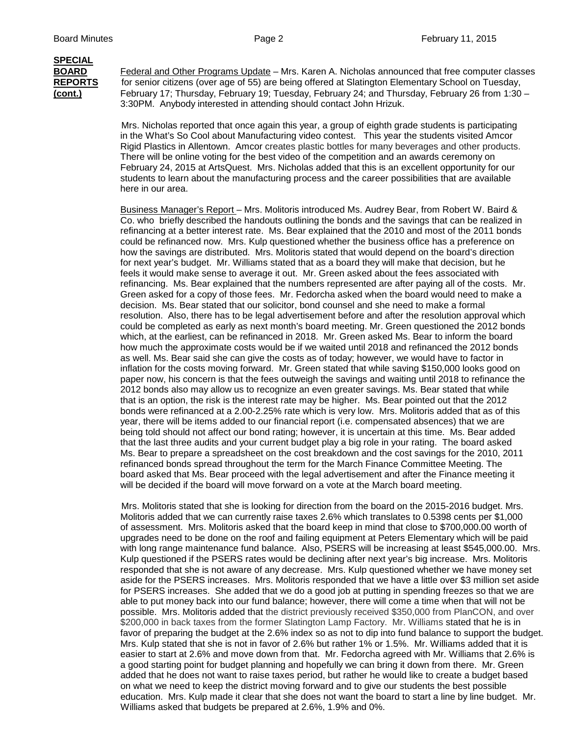**SPECIAL BOARD REPORTS (cont.)**

Federal and Other Programs Update – Mrs. Karen A. Nicholas announced that free computer classes for senior citizens (over age of 55) are being offered at Slatington Elementary School on Tuesday, February 17; Thursday, February 19; Tuesday, February 24; and Thursday, February 26 from 1:30 – 3:30PM. Anybody interested in attending should contact John Hrizuk.

Mrs. Nicholas reported that once again this year, a group of eighth grade students is participating in the What's So Cool about Manufacturing video contest. This year the students visited Amcor Rigid Plastics in Allentown. Amcor creates plastic bottles for many beverages and other products. There will be online voting for the best video of the competition and an awards ceremony on February 24, 2015 at ArtsQuest. Mrs. Nicholas added that this is an excellent opportunity for our students to learn about the manufacturing process and the career possibilities that are available here in our area.

Business Manager's Report – Mrs. Molitoris introduced Ms. Audrey Bear, from Robert W. Baird & Co. who briefly described the handouts outlining the bonds and the savings that can be realized in refinancing at a better interest rate. Ms. Bear explained that the 2010 and most of the 2011 bonds could be refinanced now. Mrs. Kulp questioned whether the business office has a preference on how the savings are distributed. Mrs. Molitoris stated that would depend on the board's direction for next year's budget. Mr. Williams stated that as a board they will make that decision, but he feels it would make sense to average it out. Mr. Green asked about the fees associated with refinancing. Ms. Bear explained that the numbers represented are after paying all of the costs. Mr. Green asked for a copy of those fees. Mr. Fedorcha asked when the board would need to make a decision. Ms. Bear stated that our solicitor, bond counsel and she need to make a formal resolution. Also, there has to be legal advertisement before and after the resolution approval which could be completed as early as next month's board meeting. Mr. Green questioned the 2012 bonds which, at the earliest, can be refinanced in 2018. Mr. Green asked Ms. Bear to inform the board how much the approximate costs would be if we waited until 2018 and refinanced the 2012 bonds as well. Ms. Bear said she can give the costs as of today; however, we would have to factor in inflation for the costs moving forward. Mr. Green stated that while saving $150,000 looks good on paper now, his concern is that the fees outweigh the savings and waiting until 2018 to refinance the 2012 bonds also may allow us to recognize an even greater savings. Ms. Bear stated that while that is an option, the risk is the interest rate may be higher. Ms. Bear pointed out that the 2012 bonds were refinanced at a 2.00-2.25% rate which is very low. Mrs. Molitoris added that as of this year, there will be items added to our financial report (i.e. compensated absences) that we are being told should not affect our bond rating; however, it is uncertain at this time. Ms. Bear added that the last three audits and your current budget play a big role in your rating. The board asked Ms. Bear to prepare a spreadsheet on the cost breakdown and the cost savings for the 2010, 2011 refinanced bonds spread throughout the term for the March Finance Committee Meeting. The board asked that Ms. Bear proceed with the legal advertisement and after the Finance meeting it will be decided if the board will move forward on a vote at the March board meeting.

Mrs. Molitoris stated that she is looking for direction from the board on the 2015-2016 budget. Mrs. Molitoris added that we can currently raise taxes 2.6% which translates to 0.5398 cents per $1,000 of assessment. Mrs. Molitoris asked that the board keep in mind that close to $700,000.00 worth of upgrades need to be done on the roof and failing equipment at Peters Elementary which will be paid with long range maintenance fund balance. Also, PSERS will be increasing at least $545,000.00. Mrs. Kulp questioned if the PSERS rates would be declining after next year's big increase. Mrs. Molitoris responded that she is not aware of any decrease. Mrs. Kulp questioned whether we have money set aside for the PSERS increases. Mrs. Molitoris responded that we have a little over $3 million set aside for PSERS increases. She added that we do a good job at putting in spending freezes so that we are able to put money back into our fund balance; however, there will come a time when that will not be possible. Mrs. Molitoris added that the district previously received $350,000 from PlanCON, and over $200,000 in back taxes from the former Slatington Lamp Factory. Mr. Williams stated that he is in favor of preparing the budget at the 2.6% index so as not to dip into fund balance to support the budget. Mrs. Kulp stated that she is not in favor of 2.6% but rather 1% or 1.5%. Mr. Williams added that it is easier to start at 2.6% and move down from that. Mr. Fedorcha agreed with Mr. Williams that 2.6% is a good starting point for budget planning and hopefully we can bring it down from there. Mr. Green added that he does not want to raise taxes period, but rather he would like to create a budget based on what we need to keep the district moving forward and to give our students the best possible education. Mrs. Kulp made it clear that she does not want the board to start a line by line budget. Mr. Williams asked that budgets be prepared at 2.6%, 1.9% and 0%.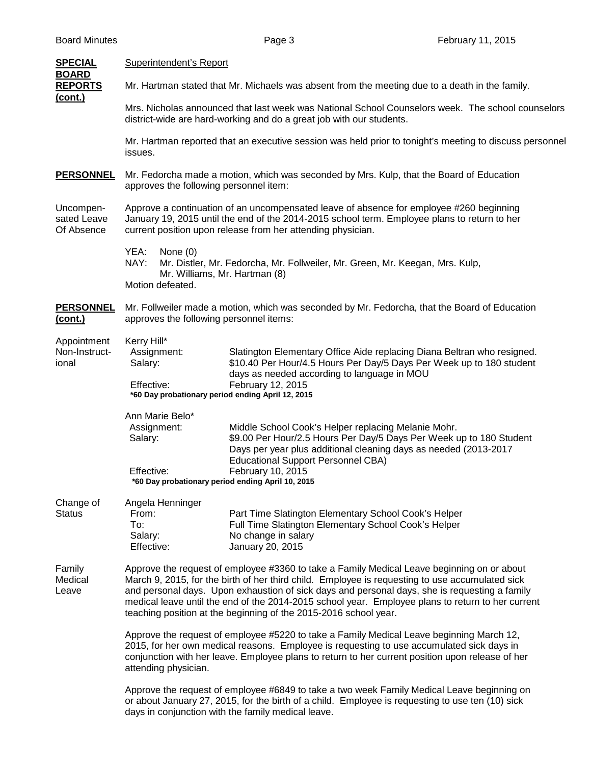**SPECIAL BOARD REPORTS (cont.)**

Superintendent's Report

Mr. Hartman stated that Mr. Michaels was absent from the meeting due to a death in the family.

Mrs. Nicholas announced that last week was National School Counselors week. The school counselors district-wide are hard-working and do a great job with our students.

Mr. Hartman reported that an executive session was held prior to tonight's meeting to discuss personnel issues.

**PERSONNEL**

Mr. Fedorcha made a motion, which was seconded by Mrs. Kulp, that the Board of Education approves the following personnel item:

Uncompensated Leave Of Absence

Approve a continuation of an uncompensated leave of absence for employee #260 beginning January 19, 2015 until the end of the 2014-2015 school term. Employee plans to return to her current position upon release from her attending physician.

YEA: None (0)
NAY: Mr. Distler, Mr. Fedorcha, Mr. Follweiler, Mr. Green, Mr. Keegan, Mrs. Kulp, Mr. Williams, Mr. Hartman (8)
Motion defeated.

**PERSONNEL (cont.)**

Mr. Follweiler made a motion, which was seconded by Mr. Fedorcha, that the Board of Education approves the following personnel items:

Appointment Non-Instructional

Kerry Hill*
- Assignment: Slatington Elementary Office Aide replacing Diana Beltran who resigned.
- Salary: $10.40 Per Hour/4.5 Hours Per Day/5 Days Per Week up to 180 student days as needed according to language in MOU
- Effective: February 12, 2015

**\*60 Day probationary period ending April 12, 2015**

Ann Marie Belo*
- Assignment: Middle School Cook's Helper replacing Melanie Mohr.
- Salary: $9.00 Per Hour/2.5 Hours Per Day/5 Days Per Week up to 180 Student Days per year plus additional cleaning days as needed (2013-2017 Educational Support Personnel CBA)
- Effective: February 10, 2015

**\*60 Day probationary period ending April 10, 2015**

Change of Status

Angela Henninger
- From: Part Time Slatington Elementary School Cook's Helper
- To: Full Time Slatington Elementary School Cook's Helper
- Salary: No change in salary
- Effective: January 20, 2015

Family Medical Leave

Approve the request of employee #3360 to take a Family Medical Leave beginning on or about March 9, 2015, for the birth of her third child. Employee is requesting to use accumulated sick and personal days. Upon exhaustion of sick days and personal days, she is requesting a family medical leave until the end of the 2014-2015 school year. Employee plans to return to her current teaching position at the beginning of the 2015-2016 school year.

Approve the request of employee #5220 to take a Family Medical Leave beginning March 12, 2015, for her own medical reasons. Employee is requesting to use accumulated sick days in conjunction with her leave. Employee plans to return to her current position upon release of her attending physician.

Approve the request of employee #6849 to take a two week Family Medical Leave beginning on or about January 27, 2015, for the birth of a child. Employee is requesting to use ten (10) sick days in conjunction with the family medical leave.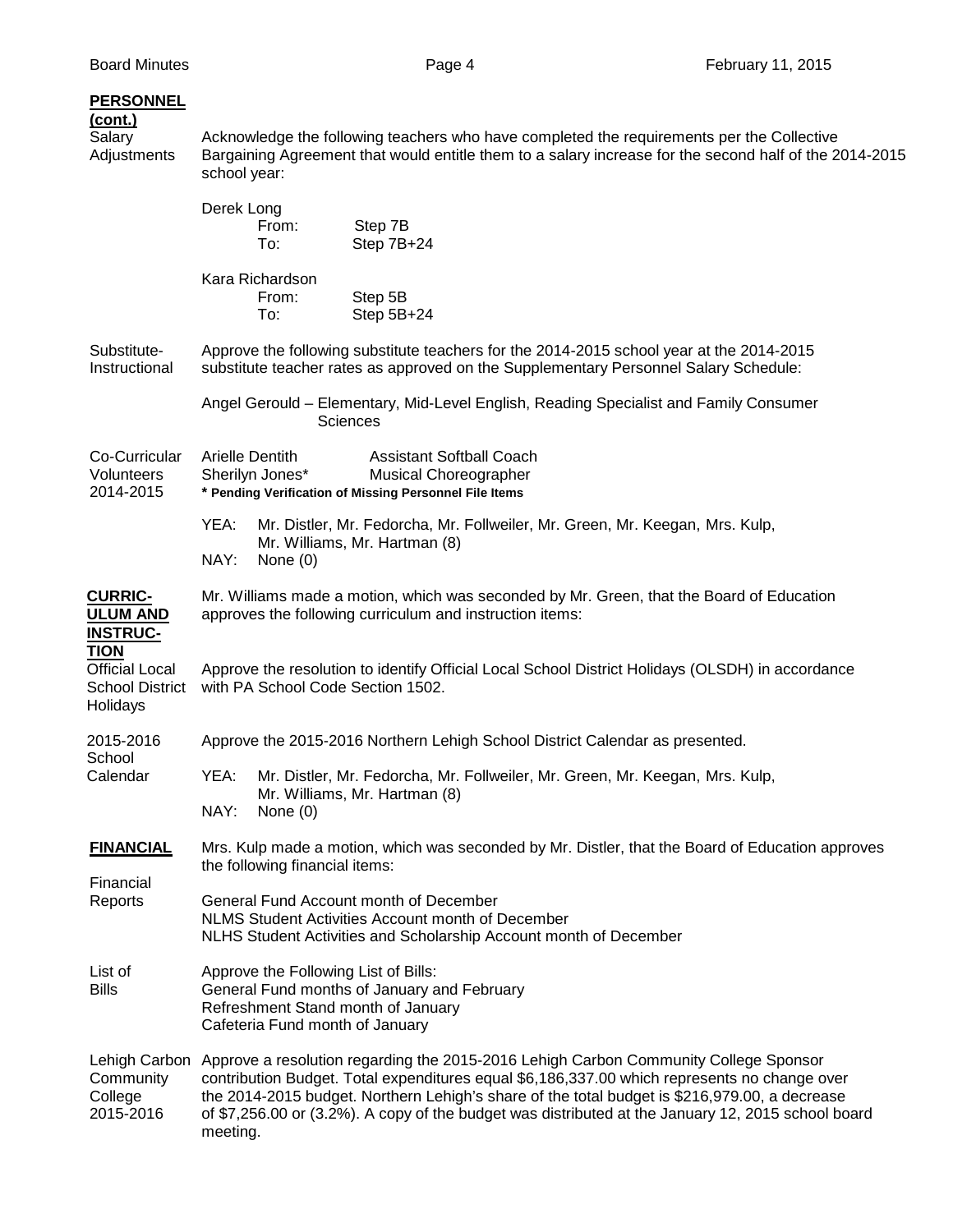**PERSONNEL (cont.)**

Salary Adjustments

Acknowledge the following teachers who have completed the requirements per the Collective Bargaining Agreement that would entitle them to a salary increase for the second half of the 2014-2015 school year:

Derek Long
- From: Step 7B
- To: Step 7B+24

Kara Richardson
- From: Step 5B
- To: Step 5B+24

Substitute-Instructional

Approve the following substitute teachers for the 2014-2015 school year at the 2014-2015 substitute teacher rates as approved on the Supplementary Personnel Salary Schedule:

Angel Gerould – Elementary, Mid-Level English, Reading Specialist and Family Consumer Sciences

Co-Curricular Volunteers 2014-2015

Arielle Dentith — Assistant Softball Coach
Sherilyn Jones* — Musical Choreographer

**\* Pending Verification of Missing Personnel File Items**

YEA: Mr. Distler, Mr. Fedorcha, Mr. Follweiler, Mr. Green, Mr. Keegan, Mrs. Kulp, Mr. Williams, Mr. Hartman (8)
NAY: None (0)

**CURRICULUM AND INSTRUCTION**

Mr. Williams made a motion, which was seconded by Mr. Green, that the Board of Education approves the following curriculum and instruction items:

Official Local School District Holidays

Approve the resolution to identify Official Local School District Holidays (OLSDH) in accordance with PA School Code Section 1502.

2015-2016 School Calendar

Approve the 2015-2016 Northern Lehigh School District Calendar as presented.

YEA: Mr. Distler, Mr. Fedorcha, Mr. Follweiler, Mr. Green, Mr. Keegan, Mrs. Kulp, Mr. Williams, Mr. Hartman (8)
NAY: None (0)

**FINANCIAL**

Mrs. Kulp made a motion, which was seconded by Mr. Distler, that the Board of Education approves the following financial items:

Financial Reports

General Fund Account month of December
NLMS Student Activities Account month of December
NLHS Student Activities and Scholarship Account month of December

List of Bills

Approve the Following List of Bills:
General Fund months of January and February
Refreshment Stand month of January
Cafeteria Fund month of January

Lehigh Carbon Community College 2015-2016

Approve a resolution regarding the 2015-2016 Lehigh Carbon Community College Sponsor contribution Budget. Total expenditures equal $6,186,337.00 which represents no change over the 2014-2015 budget. Northern Lehigh's share of the total budget is $216,979.00, a decrease of $7,256.00 or (3.2%). A copy of the budget was distributed at the January 12, 2015 school board meeting.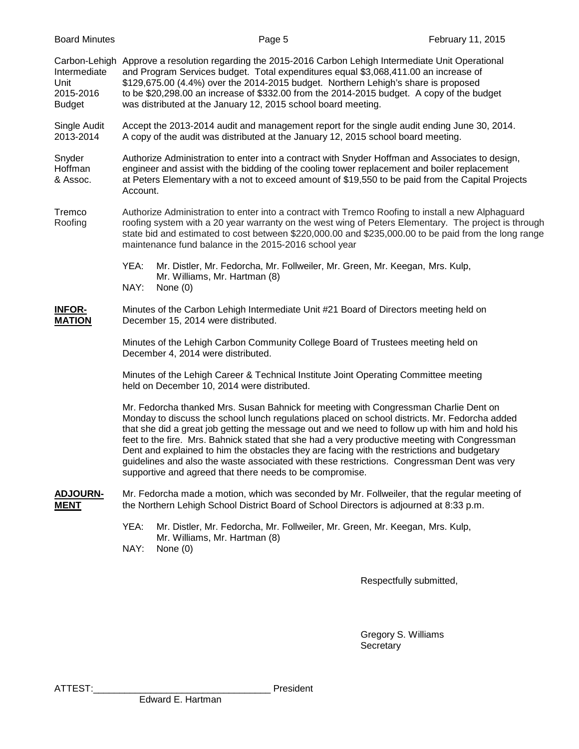Carbon-Lehigh Intermediate Unit 2015-2016 Budget

Approve a resolution regarding the 2015-2016 Carbon Lehigh Intermediate Unit Operational and Program Services budget. Total expenditures equal $3,068,411.00 an increase of $129,675.00 (4.4%) over the 2014-2015 budget. Northern Lehigh's share is proposed to be $20,298.00 an increase of $332.00 from the 2014-2015 budget. A copy of the budget was distributed at the January 12, 2015 school board meeting.

Single Audit 2013-2014

Accept the 2013-2014 audit and management report for the single audit ending June 30, 2014. A copy of the audit was distributed at the January 12, 2015 school board meeting.

Snyder Hoffman & Assoc.

Authorize Administration to enter into a contract with Snyder Hoffman and Associates to design, engineer and assist with the bidding of the cooling tower replacement and boiler replacement at Peters Elementary with a not to exceed amount of $19,550 to be paid from the Capital Projects Account.

Tremco Roofing

Authorize Administration to enter into a contract with Tremco Roofing to install a new Alphaguard roofing system with a 20 year warranty on the west wing of Peters Elementary. The project is through state bid and estimated to cost between $220,000.00 and $235,000.00 to be paid from the long range maintenance fund balance in the 2015-2016 school year

YEA: Mr. Distler, Mr. Fedorcha, Mr. Follweiler, Mr. Green, Mr. Keegan, Mrs. Kulp, Mr. Williams, Mr. Hartman (8)
NAY: None (0)

**INFORMATION**

Minutes of the Carbon Lehigh Intermediate Unit #21 Board of Directors meeting held on December 15, 2014 were distributed.

Minutes of the Lehigh Carbon Community College Board of Trustees meeting held on December 4, 2014 were distributed.

Minutes of the Lehigh Career & Technical Institute Joint Operating Committee meeting held on December 10, 2014 were distributed.

Mr. Fedorcha thanked Mrs. Susan Bahnick for meeting with Congressman Charlie Dent on Monday to discuss the school lunch regulations placed on school districts. Mr. Fedorcha added that she did a great job getting the message out and we need to follow up with him and hold his feet to the fire. Mrs. Bahnick stated that she had a very productive meeting with Congressman Dent and explained to him the obstacles they are facing with the restrictions and budgetary guidelines and also the waste associated with these restrictions. Congressman Dent was very supportive and agreed that there needs to be compromise.

**ADJOURNMENT**

Mr. Fedorcha made a motion, which was seconded by Mr. Follweiler, that the regular meeting of the Northern Lehigh School District Board of School Directors is adjourned at 8:33 p.m.

YEA: Mr. Distler, Mr. Fedorcha, Mr. Follweiler, Mr. Green, Mr. Keegan, Mrs. Kulp, Mr. Williams, Mr. Hartman (8)
NAY: None (0)

Respectfully submitted,

Gregory S. Williams
Secretary

ATTEST:_________________________________ President
Edward E. Hartman